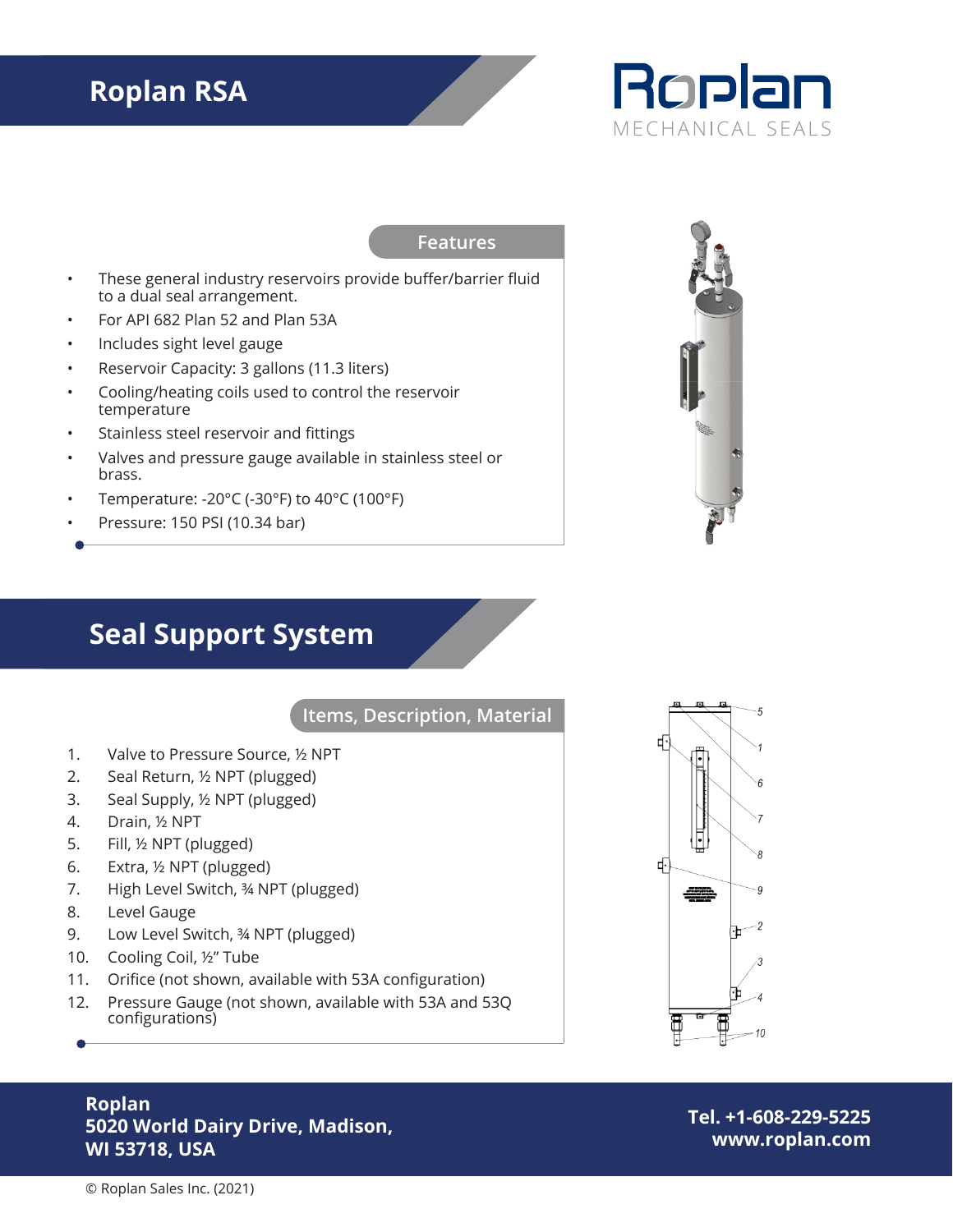# Roplan RSA

Roplan
MECHANICAL SEALS

## Features

- These general industry reservoirs provide buffer/barrier fluid to a dual seal arrangement.
- For API 682 Plan 52 and Plan 53A
- Includes sight level gauge
- Reservoir Capacity: 3 gallons (11.3 liters)
- Cooling/heating coils used to control the reservoir temperature
- Stainless steel reservoir and fittings
- Valves and pressure gauge available in stainless steel or brass.
- Temperature: -20°C (-30°F) to 40°C (100°F)
- Pressure: 150 PSI (10.34 bar)

# Seal Support System

## Items, Description, Material

1. Valve to Pressure Source, ½ NPT
2. Seal Return, ½ NPT (plugged)
3. Seal Supply, ½ NPT (plugged)
4. Drain, ½ NPT
5. Fill, ½ NPT (plugged)
6. Extra, ½ NPT (plugged)
7. High Level Switch, ¾ NPT (plugged)
8. Level Gauge
9. Low Level Switch, ¾ NPT (plugged)
10. Cooling Coil, ½" Tube
11. Orifice (not shown, available with 53A configuration)
12. Pressure Gauge (not shown, available with 53A and 53Q configurations)

**Roplan**
**5020 World Dairy Drive, Madison, WI 53718, USA**

**Tel. +1-608-229-5225**
**www.roplan.com**

© Roplan Sales Inc. (2021)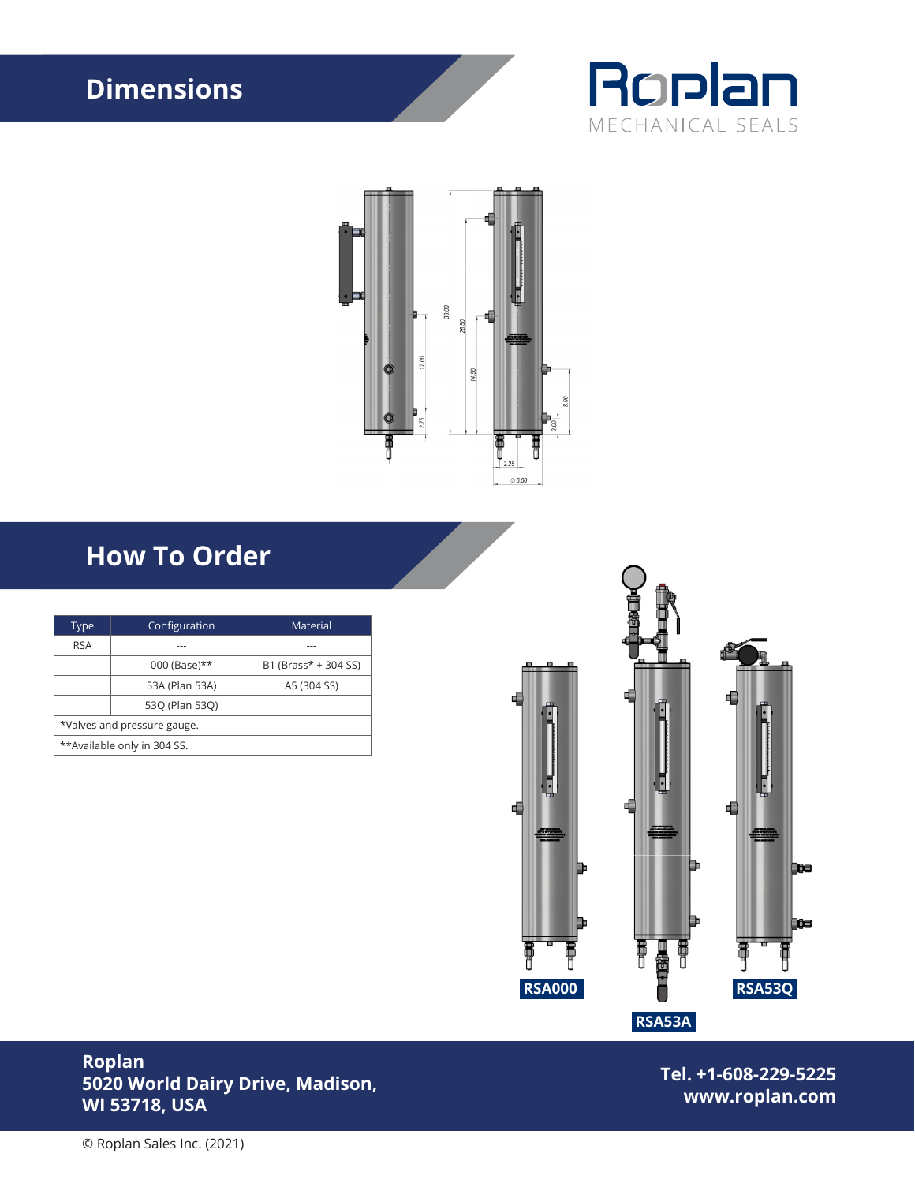## Dimensions

30.00
26.50
14.50
12.00
2.75
8.00
2.00
2.25
∅ 6.00

## How To Order

| Type | Configuration | Material |
|---|---|---|
| RSA | --- | --- |
| | 000 (Base)** | B1 (Brass* + 304 SS) |
| | 53A (Plan 53A) | A5 (304 SS) |
| | 53Q (Plan 53Q) | |
| *Valves and pressure gauge. | | |
| **Available only in 304 SS. | | |

RSA000

RSA53A

RSA53Q

**Roplan**
**5020 World Dairy Drive, Madison, WI 53718, USA**

**Tel. +1-608-229-5225**
**www.roplan.com**

© Roplan Sales Inc. (2021)